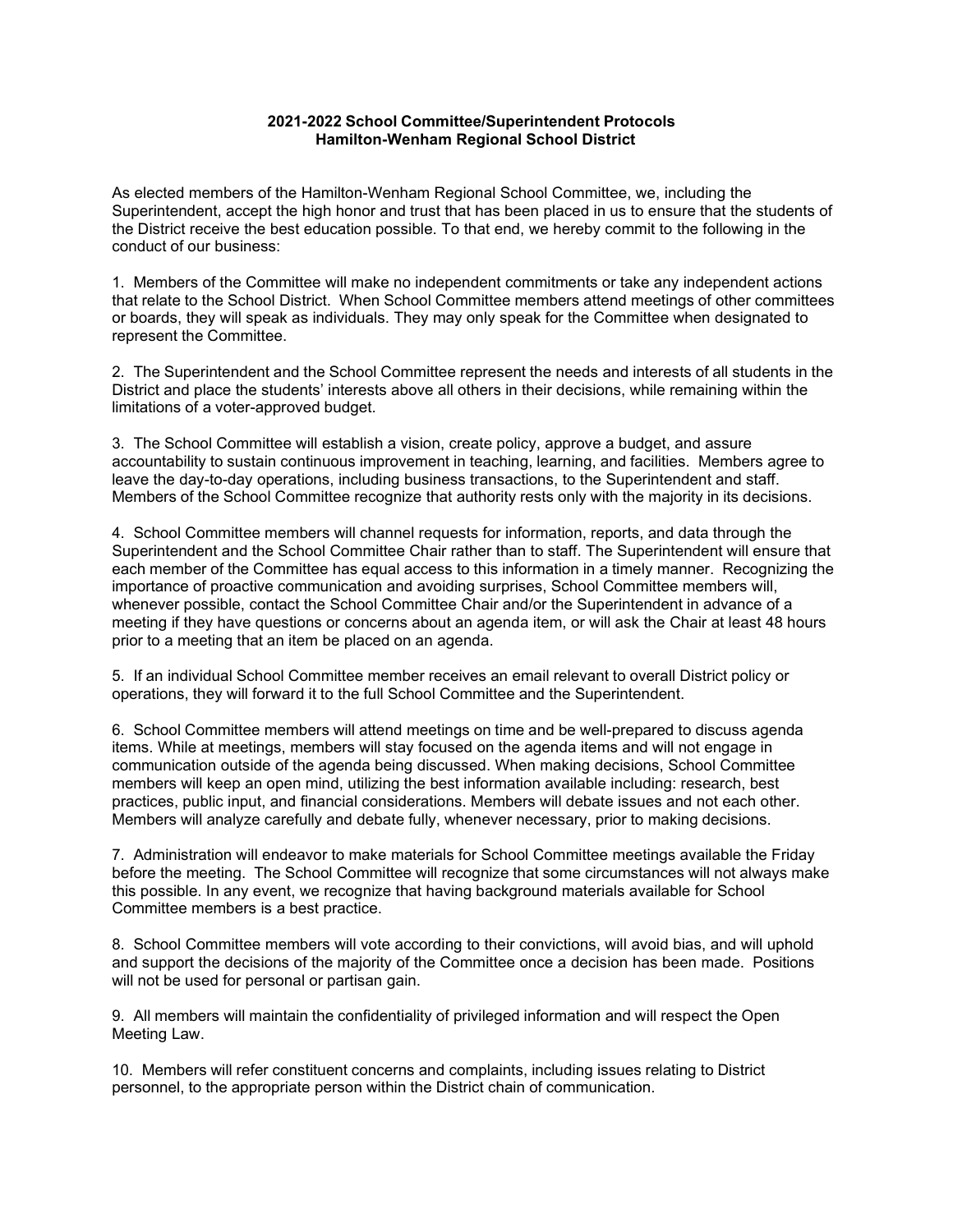**2021-2022 School Committee/Superintendent Protocols**
**Hamilton-Wenham Regional School District**

As elected members of the Hamilton-Wenham Regional School Committee, we, including the Superintendent, accept the high honor and trust that has been placed in us to ensure that the students of the District receive the best education possible. To that end, we hereby commit to the following in the conduct of our business:

1. Members of the Committee will make no independent commitments or take any independent actions that relate to the School District. When School Committee members attend meetings of other committees or boards, they will speak as individuals. They may only speak for the Committee when designated to represent the Committee.

2. The Superintendent and the School Committee represent the needs and interests of all students in the District and place the students' interests above all others in their decisions, while remaining within the limitations of a voter-approved budget.

3. The School Committee will establish a vision, create policy, approve a budget, and assure accountability to sustain continuous improvement in teaching, learning, and facilities. Members agree to leave the day-to-day operations, including business transactions, to the Superintendent and staff. Members of the School Committee recognize that authority rests only with the majority in its decisions.

4. School Committee members will channel requests for information, reports, and data through the Superintendent and the School Committee Chair rather than to staff. The Superintendent will ensure that each member of the Committee has equal access to this information in a timely manner. Recognizing the importance of proactive communication and avoiding surprises, School Committee members will, whenever possible, contact the School Committee Chair and/or the Superintendent in advance of a meeting if they have questions or concerns about an agenda item, or will ask the Chair at least 48 hours prior to a meeting that an item be placed on an agenda.

5. If an individual School Committee member receives an email relevant to overall District policy or operations, they will forward it to the full School Committee and the Superintendent.

6. School Committee members will attend meetings on time and be well-prepared to discuss agenda items. While at meetings, members will stay focused on the agenda items and will not engage in communication outside of the agenda being discussed. When making decisions, School Committee members will keep an open mind, utilizing the best information available including: research, best practices, public input, and financial considerations. Members will debate issues and not each other. Members will analyze carefully and debate fully, whenever necessary, prior to making decisions.

7. Administration will endeavor to make materials for School Committee meetings available the Friday before the meeting. The School Committee will recognize that some circumstances will not always make this possible. In any event, we recognize that having background materials available for School Committee members is a best practice.

8. School Committee members will vote according to their convictions, will avoid bias, and will uphold and support the decisions of the majority of the Committee once a decision has been made. Positions will not be used for personal or partisan gain.

9. All members will maintain the confidentiality of privileged information and will respect the Open Meeting Law.

10. Members will refer constituent concerns and complaints, including issues relating to District personnel, to the appropriate person within the District chain of communication.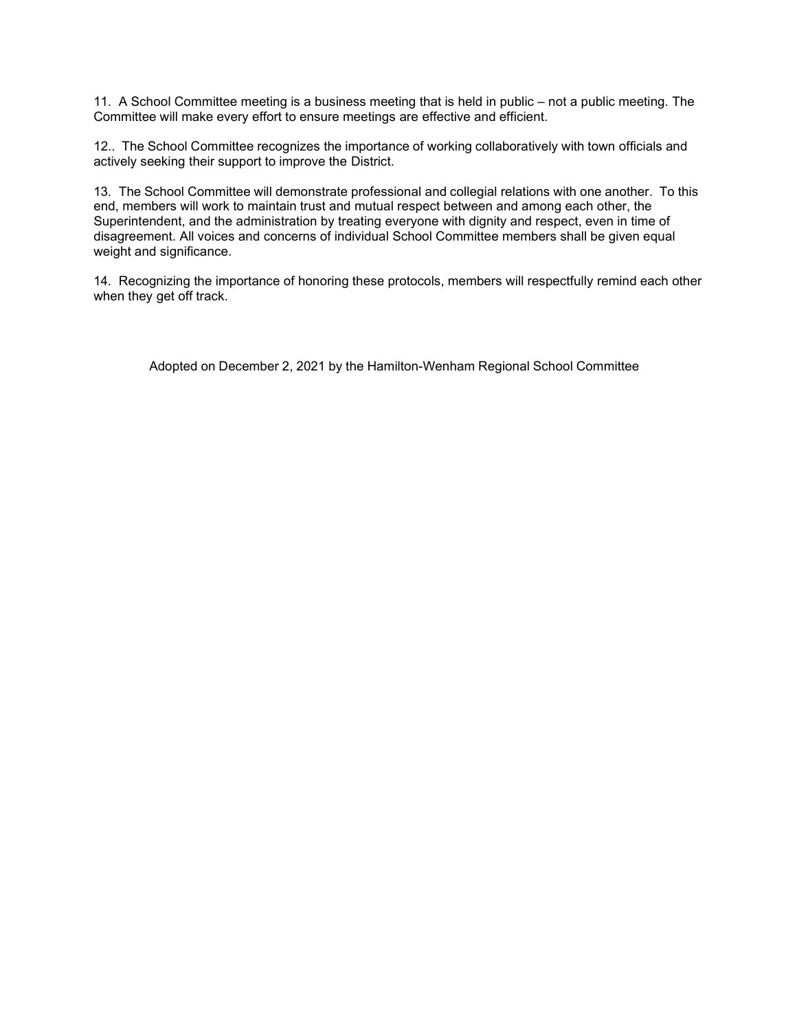11. A School Committee meeting is a business meeting that is held in public – not a public meeting. The Committee will make every effort to ensure meetings are effective and efficient.

12.. The School Committee recognizes the importance of working collaboratively with town officials and actively seeking their support to improve the District.

13. The School Committee will demonstrate professional and collegial relations with one another. To this end, members will work to maintain trust and mutual respect between and among each other, the Superintendent, and the administration by treating everyone with dignity and respect, even in time of disagreement. All voices and concerns of individual School Committee members shall be given equal weight and significance.

14. Recognizing the importance of honoring these protocols, members will respectfully remind each other when they get off track.

Adopted on December 2, 2021 by the Hamilton-Wenham Regional School Committee